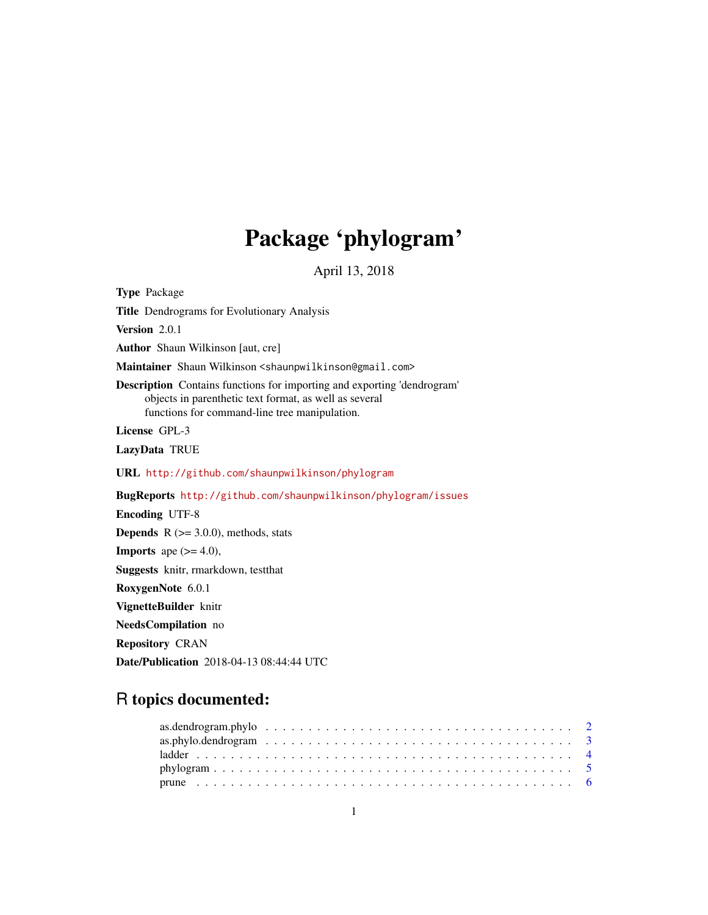# Package 'phylogram'

April 13, 2018

**Type** Package

**Title** Dendrograms for Evolutionary Analysis

**Version** 2.0.1

**Author** Shaun Wilkinson [aut, cre]

**Maintainer** Shaun Wilkinson <shaunpwilkinson@gmail.com>

**Description** Contains functions for importing and exporting 'dendrogram' objects in parenthetic text format, as well as several functions for command-line tree manipulation.

**License** GPL-3

**LazyData** TRUE

**URL** http://github.com/shaunpwilkinson/phylogram

**BugReports** http://github.com/shaunpwilkinson/phylogram/issues

**Encoding** UTF-8

**Depends** R (>= 3.0.0), methods, stats

**Imports** ape (>= 4.0),

**Suggests** knitr, rmarkdown, testthat

**RoxygenNote** 6.0.1

**VignetteBuilder** knitr

**NeedsCompilation** no

**Repository** CRAN

**Date/Publication** 2018-04-13 08:44:44 UTC

## R topics documented:

- as.dendrogram.phylo . . . . . . . . . . . . . . . . . . . . . . . . . . . . . . . . . . 2
- as.phylo.dendrogram . . . . . . . . . . . . . . . . . . . . . . . . . . . . . . . . . . 3
- ladder . . . . . . . . . . . . . . . . . . . . . . . . . . . . . . . . . . . . . . . . . . 4
- phylogram . . . . . . . . . . . . . . . . . . . . . . . . . . . . . . . . . . . . . . . 5
- prune . . . . . . . . . . . . . . . . . . . . . . . . . . . . . . . . . . . . . . . . . . 6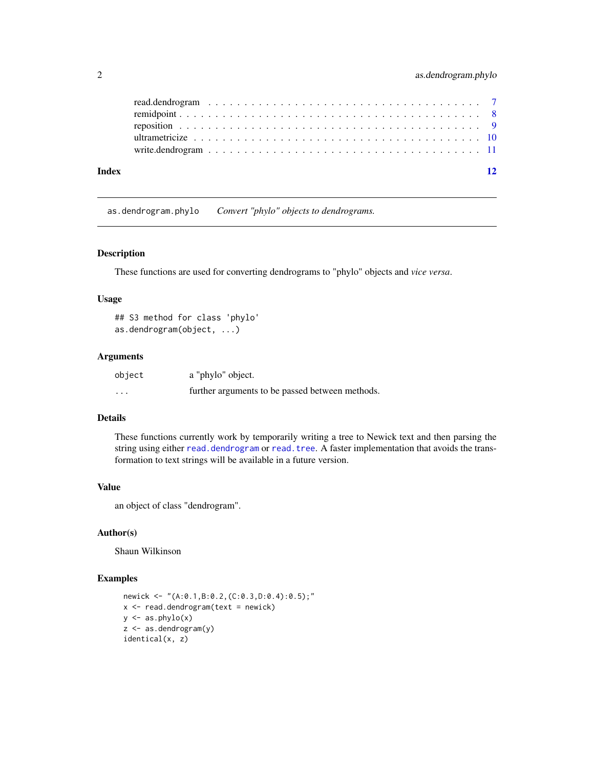read.dendrogram . . . . . . . . . . . . . . . . . . . . . . . . . . . . . . . . . . . 7
remidpoint . . . . . . . . . . . . . . . . . . . . . . . . . . . . . . . . . . . . . . 8
reposition . . . . . . . . . . . . . . . . . . . . . . . . . . . . . . . . . . . . . . 9
ultrametricize . . . . . . . . . . . . . . . . . . . . . . . . . . . . . . . . . . . . 10
write.dendrogram . . . . . . . . . . . . . . . . . . . . . . . . . . . . . . . . . . 11

**Index** **12**

---

## as.dendrogram.phylo — *Convert "phylo" objects to dendrograms.*

### Description

These functions are used for converting dendrograms to "phylo" objects and *vice versa*.

### Usage

```
## S3 method for class 'phylo'
as.dendrogram(object, ...)
```

### Arguments

| | |
|---|---|
| `object` | a "phylo" object. |
| `...` | further arguments to be passed between methods. |

### Details

These functions currently work by temporarily writing a tree to Newick text and then parsing the string using either `read.dendrogram` or `read.tree`. A faster implementation that avoids the transformation to text strings will be available in a future version.

### Value

an object of class "dendrogram".

### Author(s)

Shaun Wilkinson

### Examples

```
newick <- "(A:0.1,B:0.2,(C:0.3,D:0.4):0.5);"
x <- read.dendrogram(text = newick)
y <- as.phylo(x)
z <- as.dendrogram(y)
identical(x, z)
```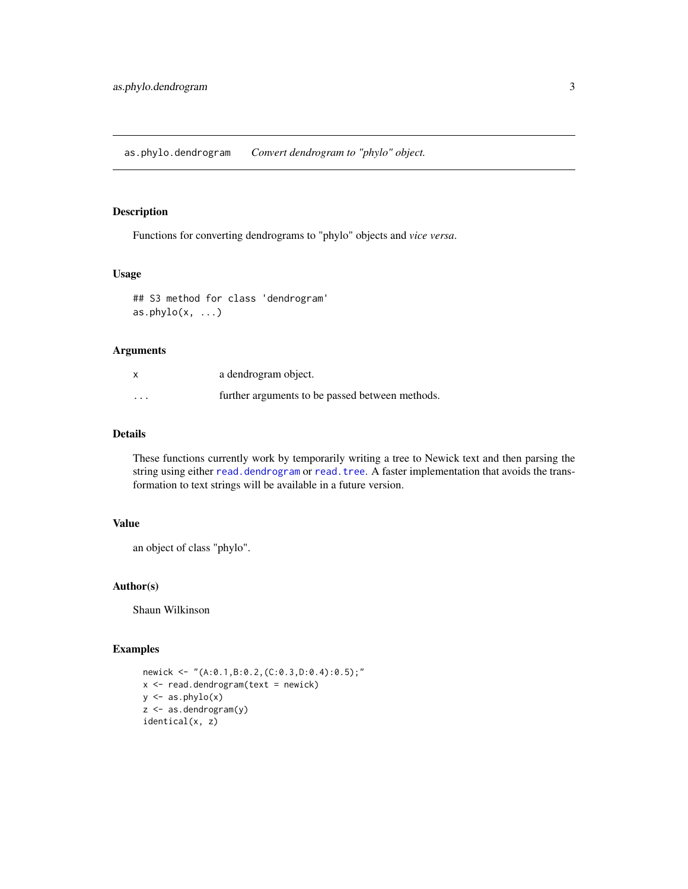## as.phylo.dendrogram — *Convert dendrogram to "phylo" object.*

### Description

Functions for converting dendrograms to "phylo" objects and *vice versa*.

### Usage

```
## S3 method for class 'dendrogram'
as.phylo(x, ...)
```

### Arguments

| | |
|---|---|
| `x` | a dendrogram object. |
| `...` | further arguments to be passed between methods. |

### Details

These functions currently work by temporarily writing a tree to Newick text and then parsing the string using either `read.dendrogram` or `read.tree`. A faster implementation that avoids the transformation to text strings will be available in a future version.

### Value

an object of class "phylo".

### Author(s)

Shaun Wilkinson

### Examples

```
newick <- "(A:0.1,B:0.2,(C:0.3,D:0.4):0.5);"
x <- read.dendrogram(text = newick)
y <- as.phylo(x)
z <- as.dendrogram(y)
identical(x, z)
```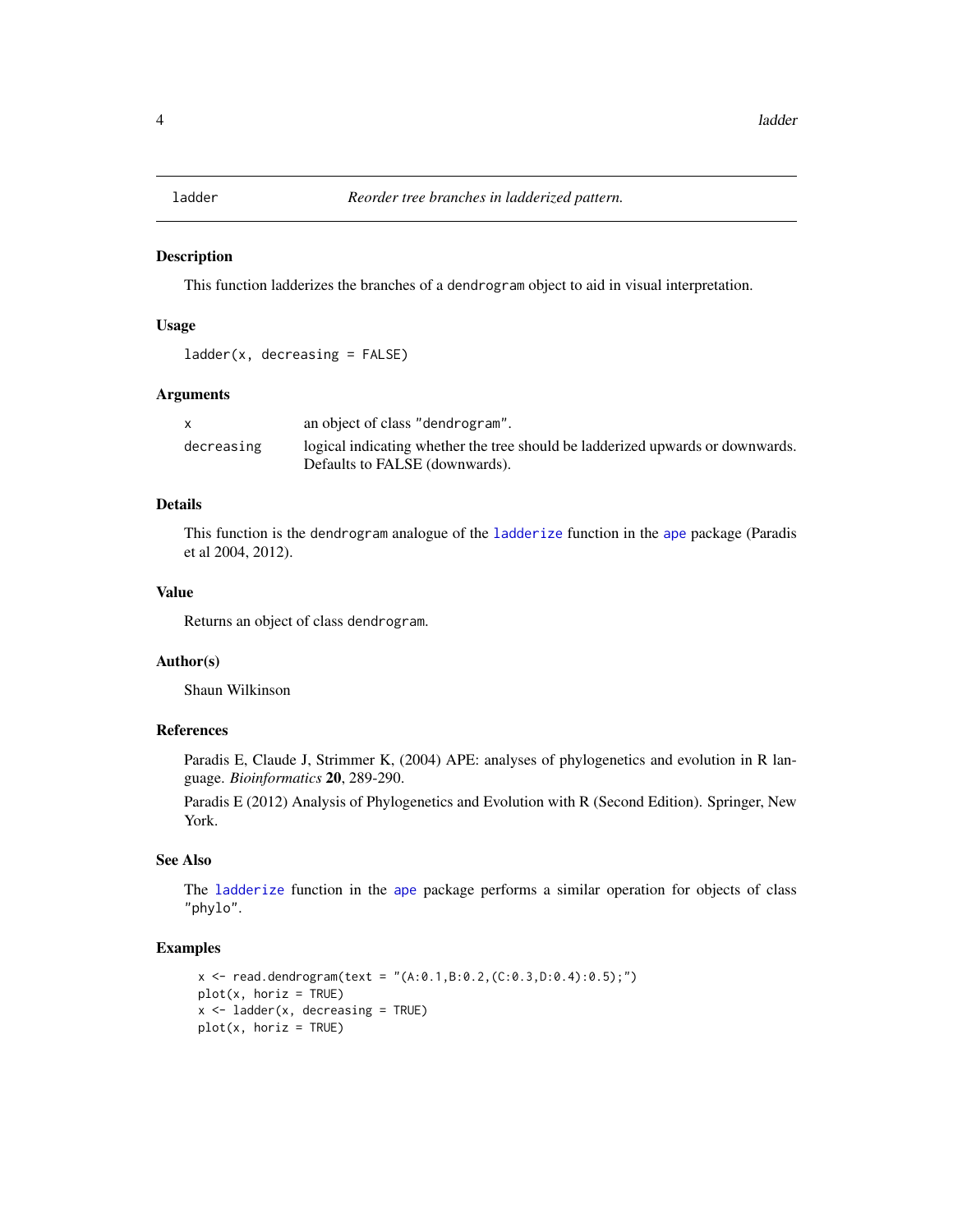# ladder — *Reorder tree branches in ladderized pattern.*

## Description

This function ladderizes the branches of a `dendrogram` object to aid in visual interpretation.

## Usage

```
ladder(x, decreasing = FALSE)
```

## Arguments

| | |
|---|---|
| `x` | an object of class `"dendrogram"`. |
| `decreasing` | logical indicating whether the tree should be ladderized upwards or downwards. Defaults to FALSE (downwards). |

## Details

This function is the `dendrogram` analogue of the `ladderize` function in the `ape` package (Paradis et al 2004, 2012).

## Value

Returns an object of class `dendrogram`.

## Author(s)

Shaun Wilkinson

## References

Paradis E, Claude J, Strimmer K, (2004) APE: analyses of phylogenetics and evolution in R language. *Bioinformatics* **20**, 289-290.

Paradis E (2012) Analysis of Phylogenetics and Evolution with R (Second Edition). Springer, New York.

## See Also

The `ladderize` function in the `ape` package performs a similar operation for objects of class `"phylo"`.

## Examples

```
x <- read.dendrogram(text = "(A:0.1,B:0.2,(C:0.3,D:0.4):0.5);")
plot(x, horiz = TRUE)
x <- ladder(x, decreasing = TRUE)
plot(x, horiz = TRUE)
```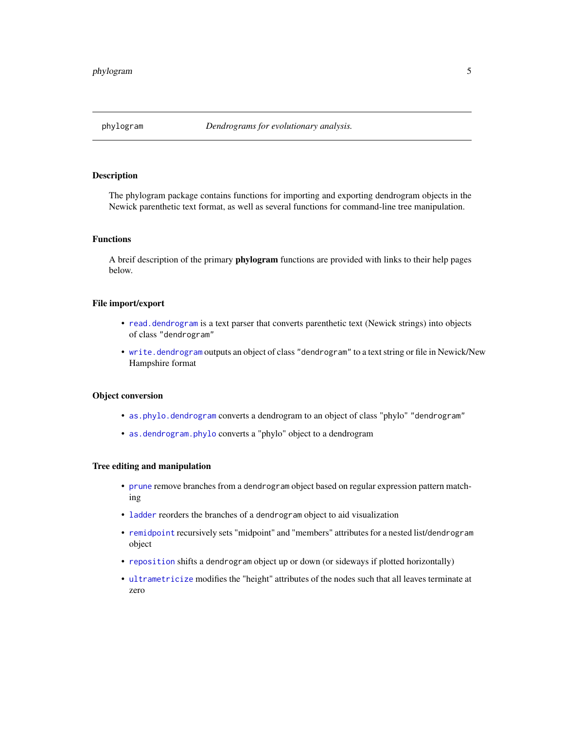phylogram *Dendrograms for evolutionary analysis.*

## Description

The phylogram package contains functions for importing and exporting dendrogram objects in the Newick parenthetic text format, as well as several functions for command-line tree manipulation.

## Functions

A breif description of the primary **phylogram** functions are provided with links to their help pages below.

## File import/export

- `read.dendrogram` is a text parser that converts parenthetic text (Newick strings) into objects of class `"dendrogram"`
- `write.dendrogram` outputs an object of class `"dendrogram"` to a text string or file in Newick/New Hampshire format

## Object conversion

- `as.phylo.dendrogram` converts a dendrogram to an object of class "phylo" `"dendrogram"`
- `as.dendrogram.phylo` converts a "phylo" object to a dendrogram

## Tree editing and manipulation

- `prune` remove branches from a `dendrogram` object based on regular expression pattern matching
- `ladder` reorders the branches of a `dendrogram` object to aid visualization
- `remidpoint` recursively sets "midpoint" and "members" attributes for a nested list/`dendrogram` object
- `reposition` shifts a `dendrogram` object up or down (or sideways if plotted horizontally)
- `ultrametricize` modifies the "height" attributes of the nodes such that all leaves terminate at zero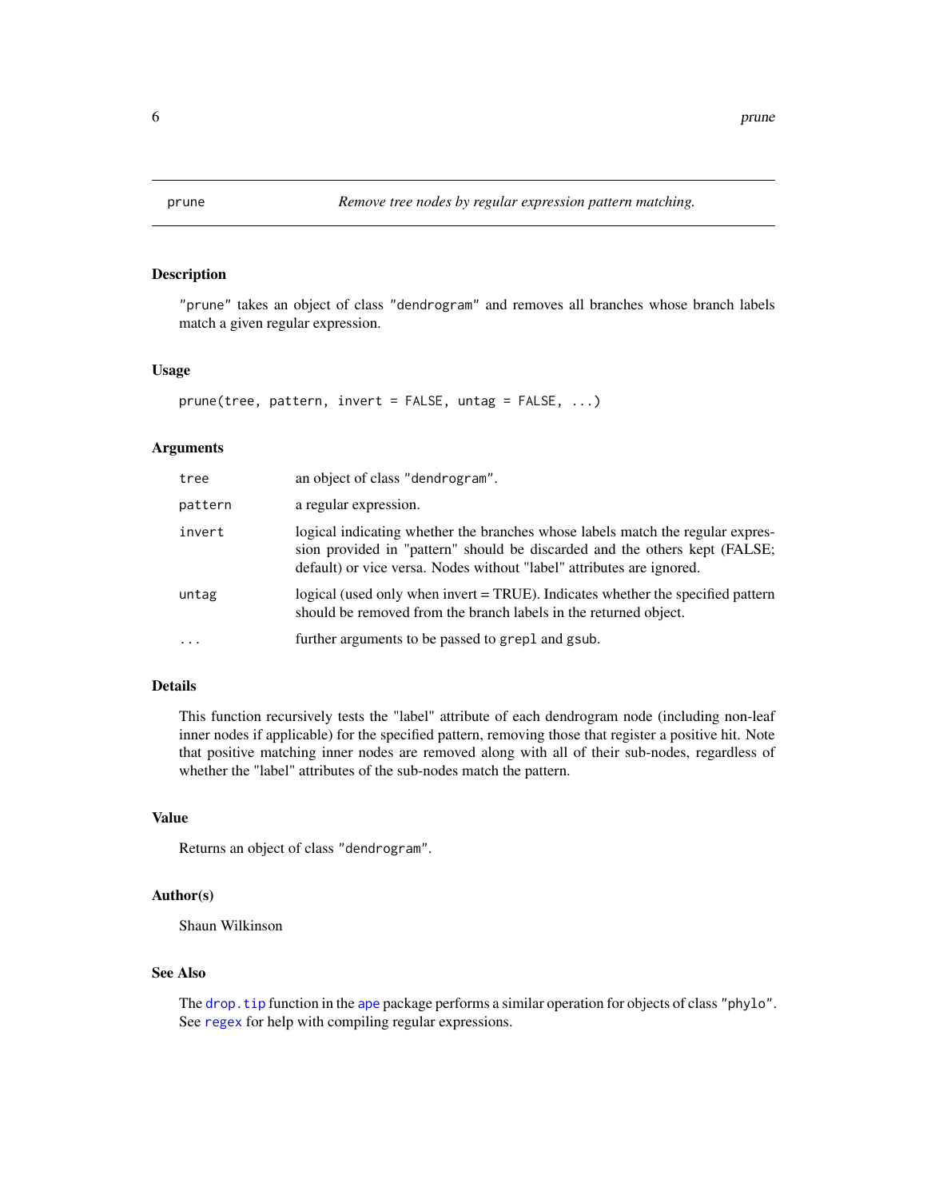## prune — *Remove tree nodes by regular expression pattern matching.*

### Description

"prune" takes an object of class "dendrogram" and removes all branches whose branch labels match a given regular expression.

### Usage

```
prune(tree, pattern, invert = FALSE, untag = FALSE, ...)
```

### Arguments

| | |
|---|---|
| `tree` | an object of class "dendrogram". |
| `pattern` | a regular expression. |
| `invert` | logical indicating whether the branches whose labels match the regular expression provided in "pattern" should be discarded and the others kept (FALSE; default) or vice versa. Nodes without "label" attributes are ignored. |
| `untag` | logical (used only when invert = TRUE). Indicates whether the specified pattern should be removed from the branch labels in the returned object. |
| `...` | further arguments to be passed to `grepl` and `gsub`. |

### Details

This function recursively tests the "label" attribute of each dendrogram node (including non-leaf inner nodes if applicable) for the specified pattern, removing those that register a positive hit. Note that positive matching inner nodes are removed along with all of their sub-nodes, regardless of whether the "label" attributes of the sub-nodes match the pattern.

### Value

Returns an object of class "dendrogram".

### Author(s)

Shaun Wilkinson

### See Also

The `drop.tip` function in the `ape` package performs a similar operation for objects of class "phylo". See `regex` for help with compiling regular expressions.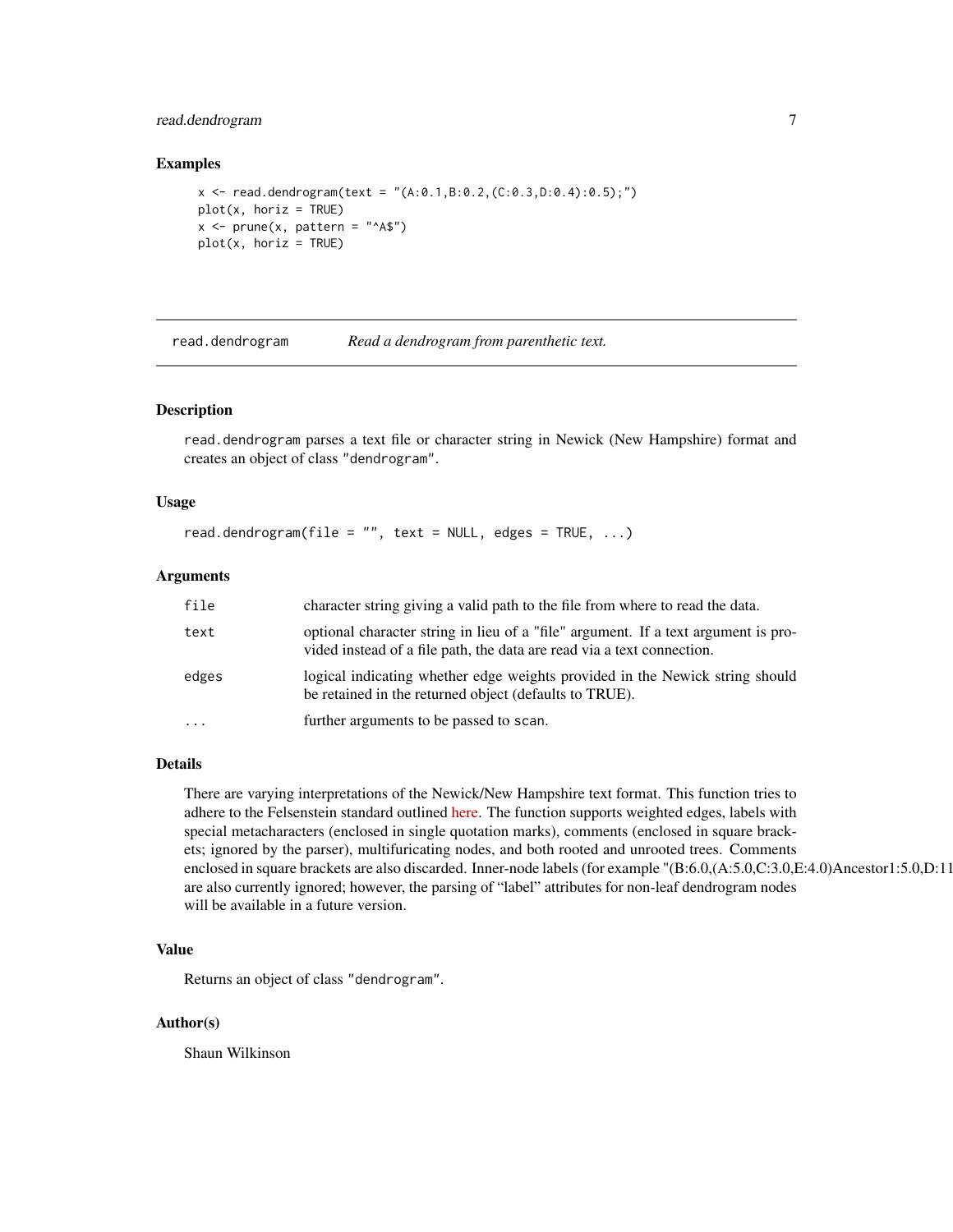## Examples

```
x <- read.dendrogram(text = "(A:0.1,B:0.2,(C:0.3,D:0.4):0.5);")
plot(x, horiz = TRUE)
x <- prune(x, pattern = "^A$")
plot(x, horiz = TRUE)
```

---

# read.dendrogram — *Read a dendrogram from parenthetic text.*

---

## Description

read.dendrogram parses a text file or character string in Newick (New Hampshire) format and creates an object of class "dendrogram".

## Usage

```
read.dendrogram(file = "", text = NULL, edges = TRUE, ...)
```

## Arguments

| | |
|---|---|
| file | character string giving a valid path to the file from where to read the data. |
| text | optional character string in lieu of a "file" argument. If a text argument is provided instead of a file path, the data are read via a text connection. |
| edges | logical indicating whether edge weights provided in the Newick string should be retained in the returned object (defaults to TRUE). |
| ... | further arguments to be passed to scan. |

## Details

There are varying interpretations of the Newick/New Hampshire text format. This function tries to adhere to the Felsenstein standard outlined here. The function supports weighted edges, labels with special metacharacters (enclosed in single quotation marks), comments (enclosed in square brackets; ignored by the parser), multifuricating nodes, and both rooted and unrooted trees. Comments enclosed in square brackets are also discarded. Inner-node labels (for example "(B:6.0,(A:5.0,C:3.0,E:4.0)Ancestor1:5.0,D:11 are also currently ignored; however, the parsing of "label" attributes for non-leaf dendrogram nodes will be available in a future version.

## Value

Returns an object of class "dendrogram".

## Author(s)

Shaun Wilkinson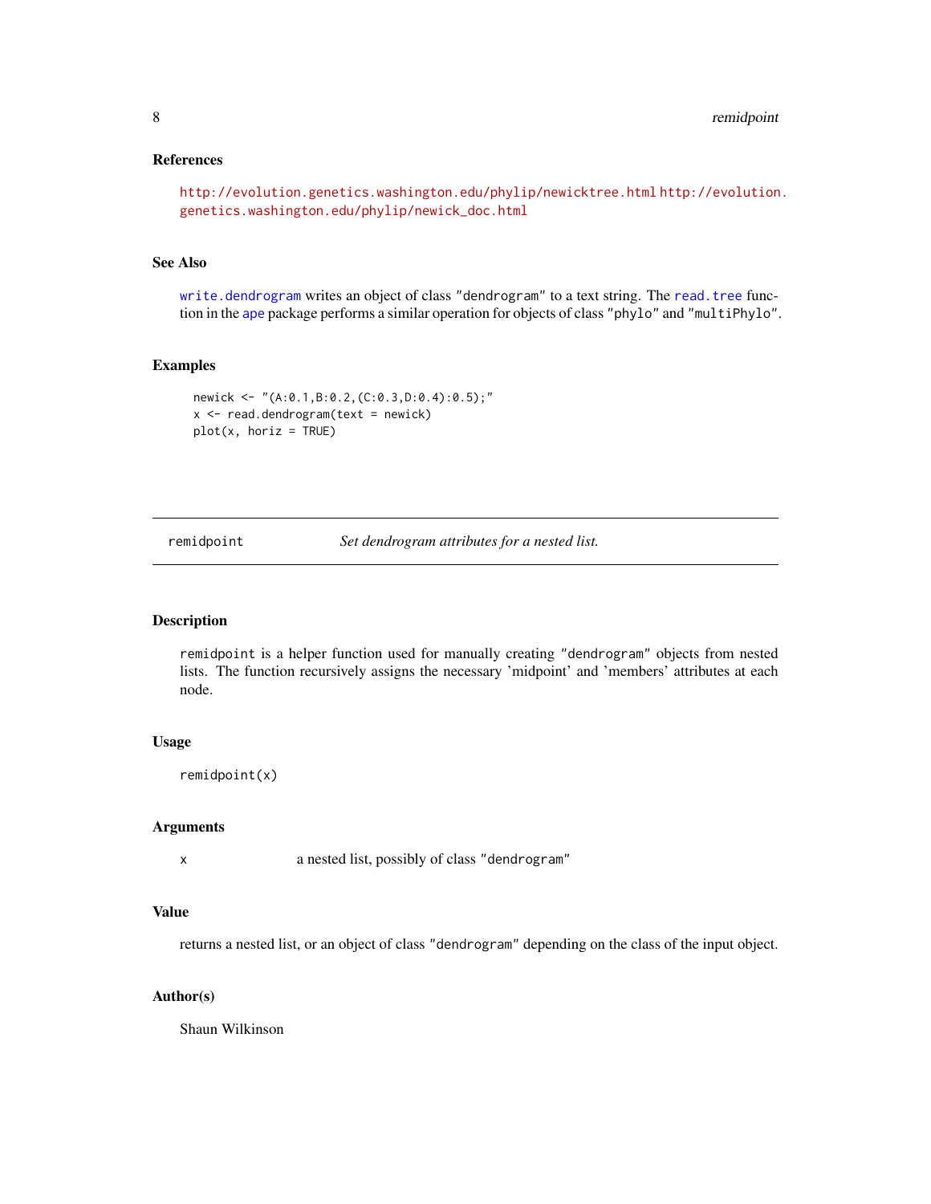## References

http://evolution.genetics.washington.edu/phylip/newicktree.html http://evolution.genetics.washington.edu/phylip/newick_doc.html

## See Also

`write.dendrogram` writes an object of class "dendrogram" to a text string. The `read.tree` function in the `ape` package performs a similar operation for objects of class "phylo" and "multiPhylo".

## Examples

```
newick <- "(A:0.1,B:0.2,(C:0.3,D:0.4):0.5);"
x <- read.dendrogram(text = newick)
plot(x, horiz = TRUE)
```

---

# remidpoint — *Set dendrogram attributes for a nested list.*

---

## Description

`remidpoint` is a helper function used for manually creating "dendrogram" objects from nested lists. The function recursively assigns the necessary 'midpoint' and 'members' attributes at each node.

## Usage

```
remidpoint(x)
```

## Arguments

| | |
|---|---|
| x | a nested list, possibly of class "dendrogram" |

## Value

returns a nested list, or an object of class "dendrogram" depending on the class of the input object.

## Author(s)

Shaun Wilkinson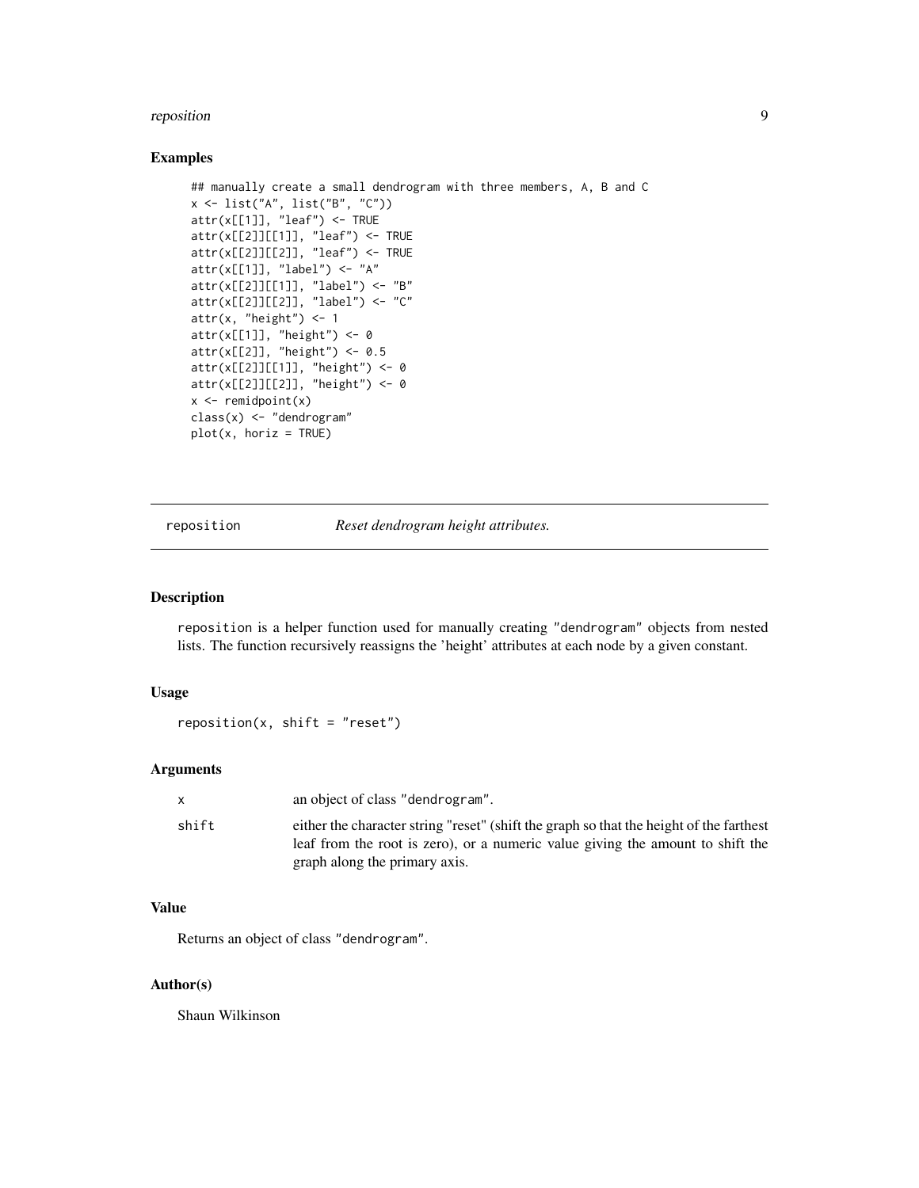## Examples

```
## manually create a small dendrogram with three members, A, B and C
x <- list("A", list("B", "C"))
attr(x[[1]], "leaf") <- TRUE
attr(x[[2]][[1]], "leaf") <- TRUE
attr(x[[2]][[2]], "leaf") <- TRUE
attr(x[[1]], "label") <- "A"
attr(x[[2]][[1]], "label") <- "B"
attr(x[[2]][[2]], "label") <- "C"
attr(x, "height") <- 1
attr(x[[1]], "height") <- 0
attr(x[[2]], "height") <- 0.5
attr(x[[2]][[1]], "height") <- 0
attr(x[[2]][[2]], "height") <- 0
x <- remidpoint(x)
class(x) <- "dendrogram"
plot(x, horiz = TRUE)
```

---

# reposition — *Reset dendrogram height attributes.*

## Description

`reposition` is a helper function used for manually creating "dendrogram" objects from nested lists. The function recursively reassigns the 'height' attributes at each node by a given constant.

## Usage

```
reposition(x, shift = "reset")
```

## Arguments

| | |
|---|---|
| x | an object of class "dendrogram". |
| shift | either the character string "reset" (shift the graph so that the height of the farthest leaf from the root is zero), or a numeric value giving the amount to shift the graph along the primary axis. |

## Value

Returns an object of class "dendrogram".

## Author(s)

Shaun Wilkinson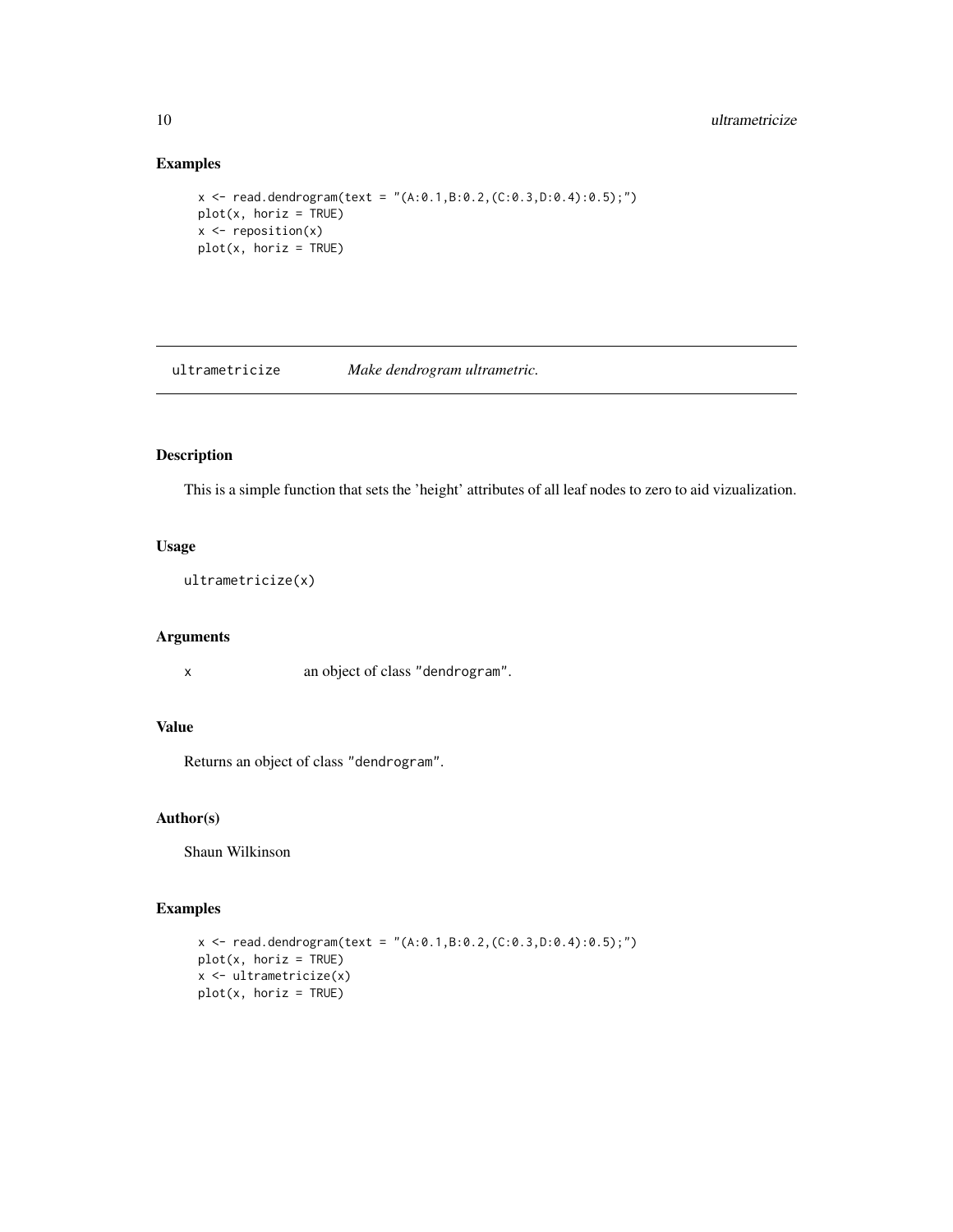## Examples

```
x <- read.dendrogram(text = "(A:0.1,B:0.2,(C:0.3,D:0.4):0.5);")
plot(x, horiz = TRUE)
x <- reposition(x)
plot(x, horiz = TRUE)
```

---

# ultrametricize *Make dendrogram ultrametric.*

---

## Description

This is a simple function that sets the 'height' attributes of all leaf nodes to zero to aid vizualization.

## Usage

```
ultrametricize(x)
```

## Arguments

| | |
|---|---|
| x | an object of class "dendrogram". |

## Value

Returns an object of class "dendrogram".

## Author(s)

Shaun Wilkinson

## Examples

```
x <- read.dendrogram(text = "(A:0.1,B:0.2,(C:0.3,D:0.4):0.5);")
plot(x, horiz = TRUE)
x <- ultrametricize(x)
plot(x, horiz = TRUE)
```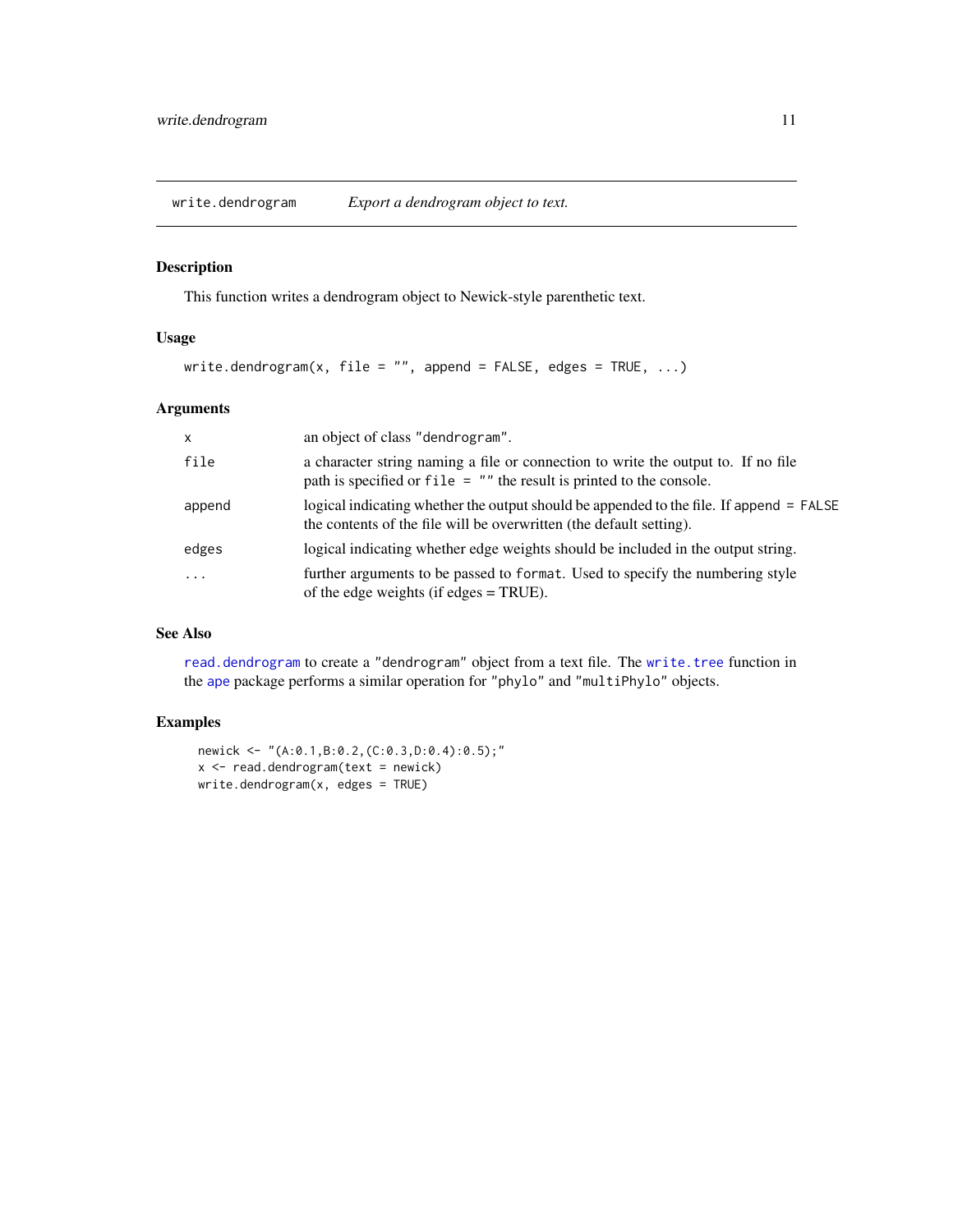## write.dendrogram — *Export a dendrogram object to text.*

### Description

This function writes a dendrogram object to Newick-style parenthetic text.

### Usage

```
write.dendrogram(x, file = "", append = FALSE, edges = TRUE, ...)
```

### Arguments

| | |
|---|---|
| `x` | an object of class `"dendrogram"`. |
| `file` | a character string naming a file or connection to write the output to. If no file path is specified or `file = ""` the result is printed to the console. |
| `append` | logical indicating whether the output should be appended to the file. If `append = FALSE` the contents of the file will be overwritten (the default setting). |
| `edges` | logical indicating whether edge weights should be included in the output string. |
| `...` | further arguments to be passed to `format`. Used to specify the numbering style of the edge weights (if edges = TRUE). |

### See Also

`read.dendrogram` to create a `"dendrogram"` object from a text file. The `write.tree` function in the `ape` package performs a similar operation for `"phylo"` and `"multiPhylo"` objects.

### Examples

```
newick <- "(A:0.1,B:0.2,(C:0.3,D:0.4):0.5);"
x <- read.dendrogram(text = newick)
write.dendrogram(x, edges = TRUE)
```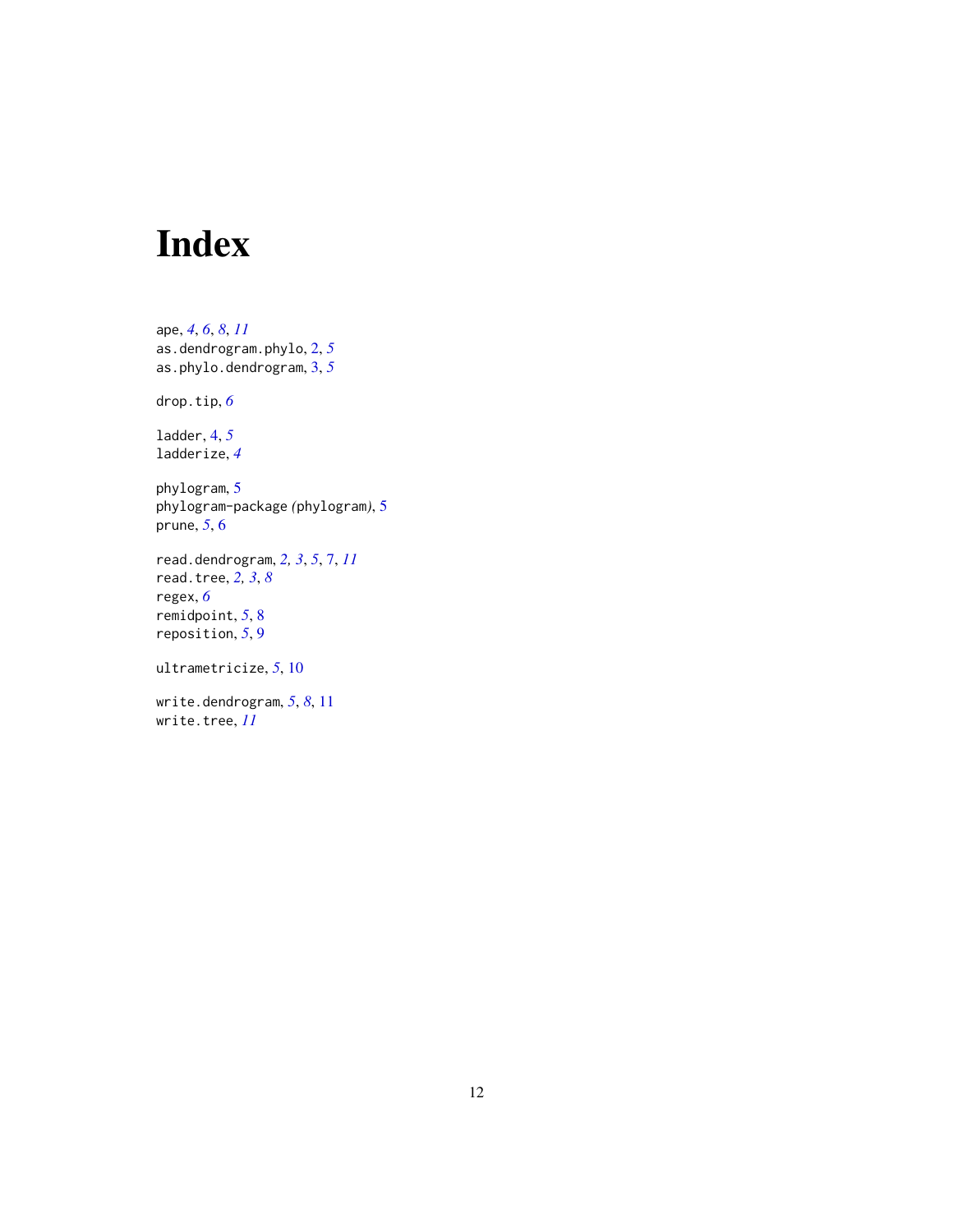# Index

ape, *4*, *6*, *8*, *11*
as.dendrogram.phylo, 2, *5*
as.phylo.dendrogram, 3, *5*

drop.tip, *6*

ladder, 4, *5*
ladderize, *4*

phylogram, 5
phylogram-package *(*phylogram*)*, 5
prune, *5*, 6

read.dendrogram, *2, 3*, *5*, 7, *11*
read.tree, *2, 3*, *8*
regex, *6*
remidpoint, *5*, 8
reposition, *5*, 9

ultrametricize, *5*, 10

write.dendrogram, *5*, *8*, 11
write.tree, *11*